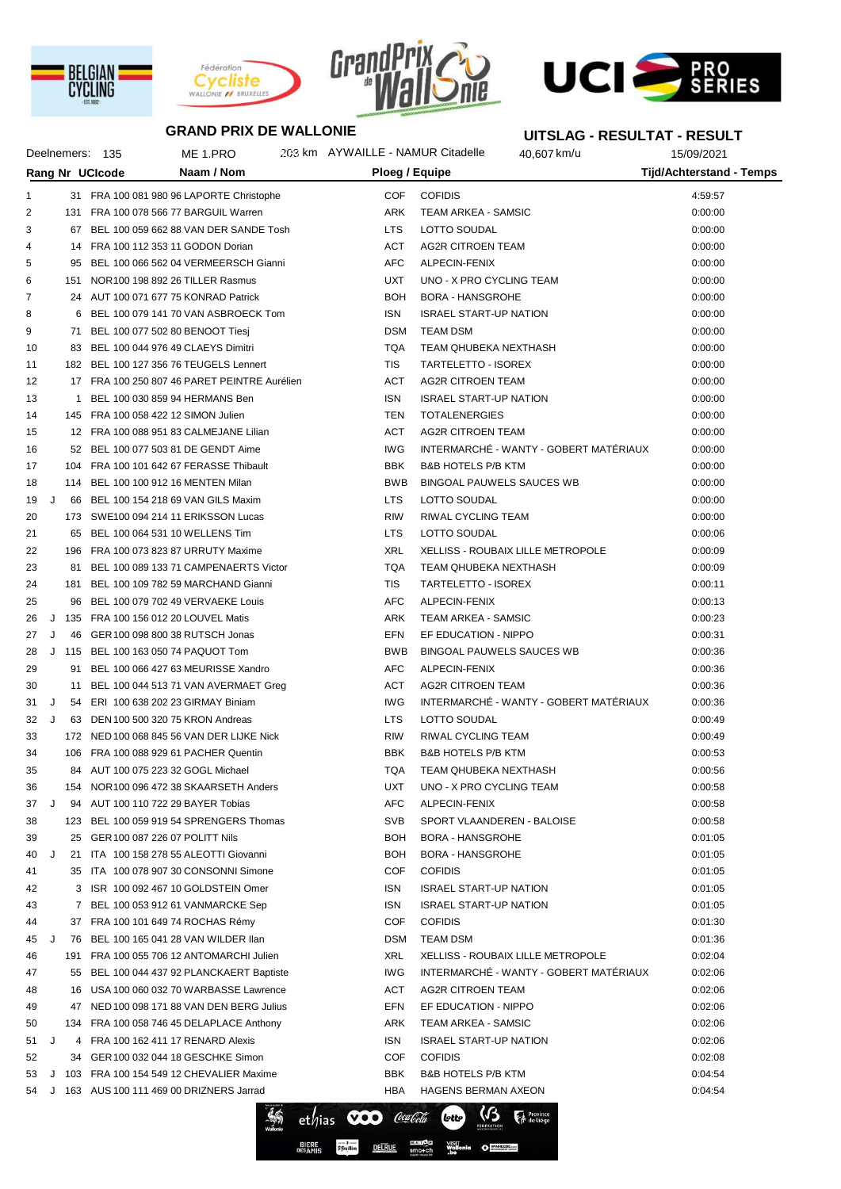## GRAND PRIX DE WALLONIE

## UITSLAG - RESULTAT - RESULT

Deelnemers: 135 | ME 1.PRO | 203 km AYWAILLE - NAMUR Citadelle | 40,607 km/u | 15/09/2021

| Rang | | Nr | UCIcode | Naam / Nom | Ploeg / Equipe | | Tijd/Achterstand - Temps |
|---|---|---|---|---|---|---|---|
| 1 | | 31 | FRA 100 081 980 96 | LAPORTE Christophe | COF | COFIDIS | 4:59:57 |
| 2 | | 131 | FRA 100 078 566 77 | BARGUIL Warren | ARK | TEAM ARKEA - SAMSIC | 0:00:00 |
| 3 | | 67 | BEL 100 059 662 88 | VAN DER SANDE Tosh | LTS | LOTTO SOUDAL | 0:00:00 |
| 4 | | 14 | FRA 100 112 353 11 | GODON Dorian | ACT | AG2R CITROEN TEAM | 0:00:00 |
| 5 | | 95 | BEL 100 066 562 04 | VERMEERSCH Gianni | AFC | ALPECIN-FENIX | 0:00:00 |
| 6 | | 151 | NOR 100 198 892 26 | TILLER Rasmus | UXT | UNO - X PRO CYCLING TEAM | 0:00:00 |
| 7 | | 24 | AUT 100 071 677 75 | KONRAD Patrick | BOH | BORA - HANSGROHE | 0:00:00 |
| 8 | | 6 | BEL 100 079 141 70 | VAN ASBROECK Tom | ISN | ISRAEL START-UP NATION | 0:00:00 |
| 9 | | 71 | BEL 100 077 502 80 | BENOOT Tiesj | DSM | TEAM DSM | 0:00:00 |
| 10 | | 83 | BEL 100 044 976 49 | CLAEYS Dimitri | TQA | TEAM QHUBEKA NEXTHASH | 0:00:00 |
| 11 | | 182 | BEL 100 127 356 76 | TEUGELS Lennert | TIS | TARTELETTO - ISOREX | 0:00:00 |
| 12 | | 17 | FRA 100 250 807 46 | PARET PEINTRE Aurélien | ACT | AG2R CITROEN TEAM | 0:00:00 |
| 13 | | 1 | BEL 100 030 859 94 | HERMANS Ben | ISN | ISRAEL START-UP NATION | 0:00:00 |
| 14 | | 145 | FRA 100 058 422 12 | SIMON Julien | TEN | TOTALENERGIES | 0:00:00 |
| 15 | | 12 | FRA 100 088 951 83 | CALMEJANE Lilian | ACT | AG2R CITROEN TEAM | 0:00:00 |
| 16 | | 52 | BEL 100 077 503 81 | DE GENDT Aime | IWG | INTERMARCHÉ - WANTY - GOBERT MATÉRIAUX | 0:00:00 |
| 17 | | 104 | FRA 100 101 642 67 | FERASSE Thibault | BBK | B&B HOTELS P/B KTM | 0:00:00 |
| 18 | | 114 | BEL 100 100 912 16 | MENTEN Milan | BWB | BINGOAL PAUWELS SAUCES WB | 0:00:00 |
| 19 | J | 66 | BEL 100 154 218 69 | VAN GILS Maxim | LTS | LOTTO SOUDAL | 0:00:00 |
| 20 | | 173 | SWE 100 094 214 11 | ERIKSSON Lucas | RIW | RIWAL CYCLING TEAM | 0:00:00 |
| 21 | | 65 | BEL 100 064 531 10 | WELLENS Tim | LTS | LOTTO SOUDAL | 0:00:06 |
| 22 | | 196 | FRA 100 073 823 87 | URRUTY Maxime | XRL | XELLISS - ROUBAIX LILLE METROPOLE | 0:00:09 |
| 23 | | 81 | BEL 100 089 133 71 | CAMPENAERTS Victor | TQA | TEAM QHUBEKA NEXTHASH | 0:00:09 |
| 24 | | 181 | BEL 100 109 782 59 | MARCHAND Gianni | TIS | TARTELETTO - ISOREX | 0:00:11 |
| 25 | | 96 | BEL 100 079 702 49 | VERVAEKE Louis | AFC | ALPECIN-FENIX | 0:00:13 |
| 26 | J | 135 | FRA 100 156 012 20 | LOUVEL Matis | ARK | TEAM ARKEA - SAMSIC | 0:00:23 |
| 27 | J | 46 | GER 100 098 800 38 | RUTSCH Jonas | EFN | EF EDUCATION - NIPPO | 0:00:31 |
| 28 | J | 115 | BEL 100 163 050 74 | PAQUOT Tom | BWB | BINGOAL PAUWELS SAUCES WB | 0:00:36 |
| 29 | | 91 | BEL 100 066 427 63 | MEURISSE Xandro | AFC | ALPECIN-FENIX | 0:00:36 |
| 30 | | 11 | BEL 100 044 513 71 | VAN AVERMAET Greg | ACT | AG2R CITROEN TEAM | 0:00:36 |
| 31 | J | 54 | ERI 100 638 202 23 | GIRMAY Biniam | IWG | INTERMARCHÉ - WANTY - GOBERT MATÉRIAUX | 0:00:36 |
| 32 | J | 63 | DEN 100 500 320 75 | KRON Andreas | LTS | LOTTO SOUDAL | 0:00:49 |
| 33 | | 172 | NED 100 068 845 56 | VAN DER LIJKE Nick | RIW | RIWAL CYCLING TEAM | 0:00:49 |
| 34 | | 106 | FRA 100 088 929 61 | PACHER Quentin | BBK | B&B HOTELS P/B KTM | 0:00:53 |
| 35 | | 84 | AUT 100 075 223 32 | GOGL Michael | TQA | TEAM QHUBEKA NEXTHASH | 0:00:56 |
| 36 | | 154 | NOR 100 096 472 38 | SKAARSETH Anders | UXT | UNO - X PRO CYCLING TEAM | 0:00:58 |
| 37 | J | 94 | AUT 100 110 722 29 | BAYER Tobias | AFC | ALPECIN-FENIX | 0:00:58 |
| 38 | | 123 | BEL 100 059 919 54 | SPRENGERS Thomas | SVB | SPORT VLAANDEREN - BALOISE | 0:00:58 |
| 39 | | 25 | GER 100 087 226 07 | POLITT Nils | BOH | BORA - HANSGROHE | 0:01:05 |
| 40 | J | 21 | ITA 100 158 278 55 | ALEOTTI Giovanni | BOH | BORA - HANSGROHE | 0:01:05 |
| 41 | | 35 | ITA 100 078 907 30 | CONSONNI Simone | COF | COFIDIS | 0:01:05 |
| 42 | | 3 | ISR 100 092 467 10 | GOLDSTEIN Omer | ISN | ISRAEL START-UP NATION | 0:01:05 |
| 43 | | 7 | BEL 100 053 912 61 | VANMARCKE Sep | ISN | ISRAEL START-UP NATION | 0:01:05 |
| 44 | | 37 | FRA 100 101 649 74 | ROCHAS Rémy | COF | COFIDIS | 0:01:30 |
| 45 | J | 76 | BEL 100 165 041 28 | VAN WILDER Ilan | DSM | TEAM DSM | 0:01:36 |
| 46 | | 191 | FRA 100 055 706 12 | ANTOMARCHI Julien | XRL | XELLISS - ROUBAIX LILLE METROPOLE | 0:02:04 |
| 47 | | 55 | BEL 100 044 437 92 | PLANCKAERT Baptiste | IWG | INTERMARCHÉ - WANTY - GOBERT MATÉRIAUX | 0:02:06 |
| 48 | | 16 | USA 100 060 032 70 | WARBASSE Lawrence | ACT | AG2R CITROEN TEAM | 0:02:06 |
| 49 | | 47 | NED 100 098 171 88 | VAN DEN BERG Julius | EFN | EF EDUCATION - NIPPO | 0:02:06 |
| 50 | | 134 | FRA 100 058 746 45 | DELAPLACE Anthony | ARK | TEAM ARKEA - SAMSIC | 0:02:06 |
| 51 | J | 4 | FRA 100 162 411 17 | RENARD Alexis | ISN | ISRAEL START-UP NATION | 0:02:06 |
| 52 | | 34 | GER 100 032 044 18 | GESCHKE Simon | COF | COFIDIS | 0:02:08 |
| 53 | J | 103 | FRA 100 154 549 12 | CHEVALIER Maxime | BBK | B&B HOTELS P/B KTM | 0:04:54 |
| 54 | J | 163 | AUS 100 111 469 00 | DRIZNERS Jarrad | HBA | HAGENS BERMAN AXEON | 0:04:54 |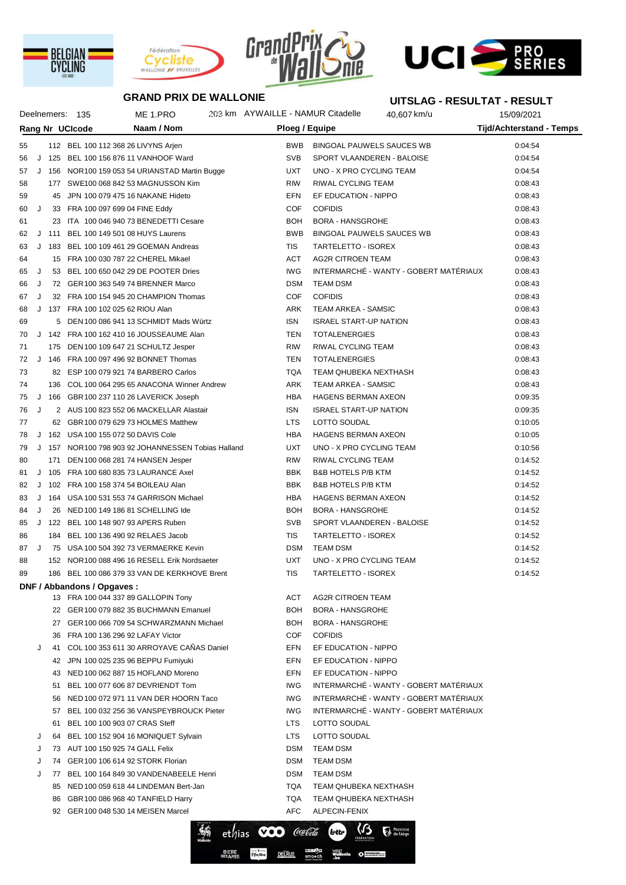## GRAND PRIX DE WALLONIE

## UITSLAG - RESULTAT - RESULT

Deelnemers: 135 | ME 1.PRO | 203 km AYWAILLE - NAMUR Citadelle | 40,607 km/u | 15/09/2021

| Rang | | Nr | UCIcode | Naam / Nom | Ploeg / Equipe | | Tijd/Achterstand - Temps |
|---|---|---|---|---|---|---|---|
| 55 | | 112 | BEL 100 112 368 26 | LIVYNS Arjen | BWB | BINGOAL PAUWELS SAUCES WB | 0:04:54 |
| 56 | J | 125 | BEL 100 156 876 11 | VANHOOF Ward | SVB | SPORT VLAANDEREN - BALOISE | 0:04:54 |
| 57 | J | 156 | NOR100 159 053 54 | URIANSTAD Martin Bugge | UXT | UNO - X PRO CYCLING TEAM | 0:04:54 |
| 58 | | 177 | SWE100 068 842 53 | MAGNUSSON Kim | RIW | RIWAL CYCLING TEAM | 0:08:43 |
| 59 | | 45 | JPN 100 079 475 16 | NAKANE Hideto | EFN | EF EDUCATION - NIPPO | 0:08:43 |
| 60 | J | 33 | FRA 100 097 699 04 | FINE Eddy | COF | COFIDIS | 0:08:43 |
| 61 | | 23 | ITA 100 046 940 73 | BENEDETTI Cesare | BOH | BORA - HANSGROHE | 0:08:43 |
| 62 | J | 111 | BEL 100 149 501 08 | HUYS Laurens | BWB | BINGOAL PAUWELS SAUCES WB | 0:08:43 |
| 63 | J | 183 | BEL 100 109 461 29 | GOEMAN Andreas | TIS | TARTELETTO - ISOREX | 0:08:43 |
| 64 | | 15 | FRA 100 030 787 22 | CHEREL Mikael | ACT | AG2R CITROEN TEAM | 0:08:43 |
| 65 | J | 53 | BEL 100 650 042 29 | DE POOTER Dries | IWG | INTERMARCHÉ - WANTY - GOBERT MATÉRIAUX | 0:08:43 |
| 66 | J | 72 | GER100 363 549 74 | BRENNER Marco | DSM | TEAM DSM | 0:08:43 |
| 67 | J | 32 | FRA 100 154 945 20 | CHAMPION Thomas | COF | COFIDIS | 0:08:43 |
| 68 | J | 137 | FRA 100 102 025 62 | RIOU Alan | ARK | TEAM ARKEA - SAMSIC | 0:08:43 |
| 69 | | 5 | DEN100 086 941 13 | SCHMIDT Mads Würtz | ISN | ISRAEL START-UP NATION | 0:08:43 |
| 70 | J | 142 | FRA 100 162 410 16 | JOUSSEAUME Alan | TEN | TOTALENERGIES | 0:08:43 |
| 71 | | 175 | DEN100 109 647 21 | SCHULTZ Jesper | RIW | RIWAL CYCLING TEAM | 0:08:43 |
| 72 | J | 146 | FRA 100 097 496 92 | BONNET Thomas | TEN | TOTALENERGIES | 0:08:43 |
| 73 | | 82 | ESP 100 079 921 74 | BARBERO Carlos | TQA | TEAM QHUBEKA NEXTHASH | 0:08:43 |
| 74 | | 136 | COL 100 064 295 65 | ANACONA Winner Andrew | ARK | TEAM ARKEA - SAMSIC | 0:08:43 |
| 75 | J | 166 | GBR100 237 110 26 | LAVERICK Joseph | HBA | HAGENS BERMAN AXEON | 0:09:35 |
| 76 | J | 2 | AUS 100 823 552 06 | MACKELLAR Alastair | ISN | ISRAEL START-UP NATION | 0:09:35 |
| 77 | | 62 | GBR100 079 629 73 | HOLMES Matthew | LTS | LOTTO SOUDAL | 0:10:05 |
| 78 | J | 162 | USA 100 155 072 50 | DAVIS Cole | HBA | HAGENS BERMAN AXEON | 0:10:05 |
| 79 | J | 157 | NOR100 798 903 92 | JOHANNESSEN Tobias Halland | UXT | UNO - X PRO CYCLING TEAM | 0:10:56 |
| 80 | | 171 | DEN100 068 281 74 | HANSEN Jesper | RIW | RIWAL CYCLING TEAM | 0:14:52 |
| 81 | J | 105 | FRA 100 680 835 73 | LAURANCE Axel | BBK | B&B HOTELS P/B KTM | 0:14:52 |
| 82 | J | 102 | FRA 100 158 374 54 | BOILEAU Alan | BBK | B&B HOTELS P/B KTM | 0:14:52 |
| 83 | J | 164 | USA 100 531 553 74 | GARRISON Michael | HBA | HAGENS BERMAN AXEON | 0:14:52 |
| 84 | J | 26 | NED100 149 186 81 | SCHELLING Ide | BOH | BORA - HANSGROHE | 0:14:52 |
| 85 | J | 122 | BEL 100 148 907 93 | APERS Ruben | SVB | SPORT VLAANDEREN - BALOISE | 0:14:52 |
| 86 | | 184 | BEL 100 136 490 92 | RELAES Jacob | TIS | TARTELETTO - ISOREX | 0:14:52 |
| 87 | J | 75 | USA 100 504 392 73 | VERMAERKE Kevin | DSM | TEAM DSM | 0:14:52 |
| 88 | | 152 | NOR100 088 496 16 | RESELL Erik Nordsaeter | UXT | UNO - X PRO CYCLING TEAM | 0:14:52 |
| 89 | | 186 | BEL 100 086 379 33 | VAN DE KERKHOVE Brent | TIS | TARTELETTO - ISOREX | 0:14:52 |

**DNF / Abbandons / Opgaves :**

| | Nr | UCIcode | Naam / Nom | Ploeg / Equipe | |
|---|---|---|---|---|---|
| | 13 | FRA 100 044 337 89 | GALLOPIN Tony | ACT | AG2R CITROEN TEAM |
| | 22 | GER100 079 882 35 | BUCHMANN Emanuel | BOH | BORA - HANSGROHE |
| | 27 | GER100 066 709 54 | SCHWARZMANN Michael | BOH | BORA - HANSGROHE |
| | 36 | FRA 100 136 296 92 | LAFAY Victor | COF | COFIDIS |
| J | 41 | COL 100 353 611 30 | ARROYAVE CAÑAS Daniel | EFN | EF EDUCATION - NIPPO |
| | 42 | JPN 100 025 235 96 | BEPPU Fumiyuki | EFN | EF EDUCATION - NIPPO |
| | 43 | NED100 062 887 15 | HOFLAND Moreno | EFN | EF EDUCATION - NIPPO |
| | 51 | BEL 100 077 606 87 | DEVRIENDT Tom | IWG | INTERMARCHÉ - WANTY - GOBERT MATÉRIAUX |
| | 56 | NED100 072 971 11 | VAN DER HOORN Taco | IWG | INTERMARCHÉ - WANTY - GOBERT MATÉRIAUX |
| | 57 | BEL 100 032 256 36 | VANSPEYBROUCK Pieter | IWG | INTERMARCHÉ - WANTY - GOBERT MATÉRIAUX |
| | 61 | BEL 100 100 903 07 | CRAS Steff | LTS | LOTTO SOUDAL |
| J | 64 | BEL 100 152 904 16 | MONIQUET Sylvain | LTS | LOTTO SOUDAL |
| J | 73 | AUT 100 150 925 74 | GALL Felix | DSM | TEAM DSM |
| J | 74 | GER100 106 614 92 | STORK Florian | DSM | TEAM DSM |
| J | 77 | BEL 100 164 849 30 | VANDENABEELE Henri | DSM | TEAM DSM |
| | 85 | NED100 059 618 44 | LINDEMAN Bert-Jan | TQA | TEAM QHUBEKA NEXTHASH |
| | 86 | GBR100 086 968 40 | TANFIELD Harry | TQA | TEAM QHUBEKA NEXTHASH |
| | 92 | GER100 048 530 14 | MEISEN Marcel | AFC | ALPECIN-FENIX |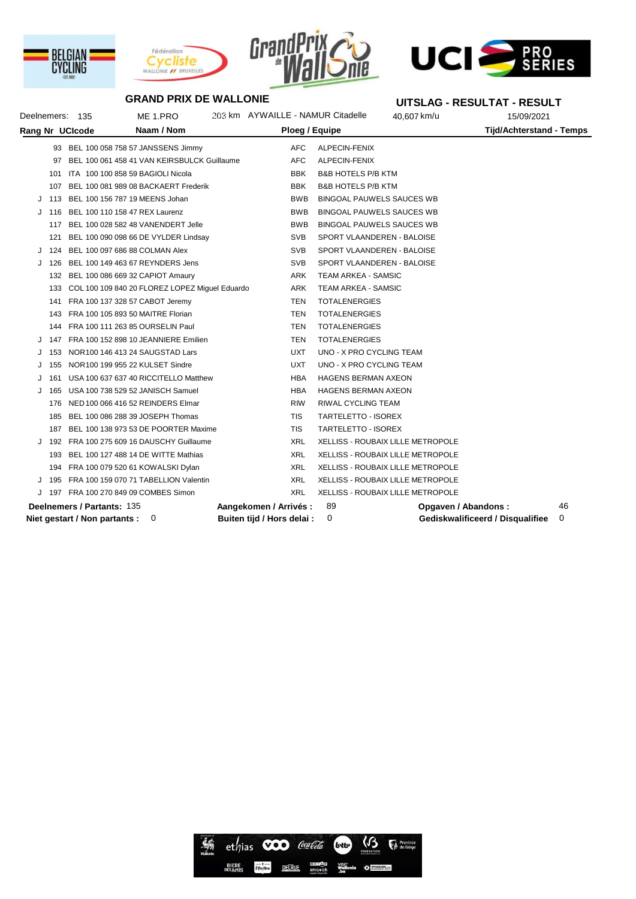## GRAND PRIX DE WALLONIE

## UITSLAG - RESULTAT - RESULT

Deelnemers: 135 | ME 1.PRO | 203 km AYWAILLE - NAMUR Citadelle | 40,607 km/u | 15/09/2021

| Rang | Nr | UCIcode | Naam / Nom | Ploeg / Equipe | | Tijd/Achterstand - Temps |
|---|---|---|---|---|---|---|
| | 93 | BEL 100 058 758 57 | JANSSENS Jimmy | AFC | ALPECIN-FENIX | |
| | 97 | BEL 100 061 458 41 | VAN KEIRSBULCK Guillaume | AFC | ALPECIN-FENIX | |
| | 101 | ITA 100 100 858 59 | BAGIOLI Nicola | BBK | B&B HOTELS P/B KTM | |
| | 107 | BEL 100 081 989 08 | BACKAERT Frederik | BBK | B&B HOTELS P/B KTM | |
| J | 113 | BEL 100 156 787 19 | MEENS Johan | BWB | BINGOAL PAUWELS SAUCES WB | |
| J | 116 | BEL 100 110 158 47 | REX Laurenz | BWB | BINGOAL PAUWELS SAUCES WB | |
| | 117 | BEL 100 028 582 48 | VANENDERT Jelle | BWB | BINGOAL PAUWELS SAUCES WB | |
| | 121 | BEL 100 090 098 66 | DE VYLDER Lindsay | SVB | SPORT VLAANDEREN - BALOISE | |
| J | 124 | BEL 100 097 686 88 | COLMAN Alex | SVB | SPORT VLAANDEREN - BALOISE | |
| J | 126 | BEL 100 149 463 67 | REYNDERS Jens | SVB | SPORT VLAANDEREN - BALOISE | |
| | 132 | BEL 100 086 669 32 | CAPIOT Amaury | ARK | TEAM ARKEA - SAMSIC | |
| | 133 | COL 100 109 840 20 | FLOREZ LOPEZ Miguel Eduardo | ARK | TEAM ARKEA - SAMSIC | |
| | 141 | FRA 100 137 328 57 | CABOT Jeremy | TEN | TOTALENERGIES | |
| | 143 | FRA 100 105 893 50 | MAITRE Florian | TEN | TOTALENERGIES | |
| | 144 | FRA 100 111 263 85 | OURSELIN Paul | TEN | TOTALENERGIES | |
| J | 147 | FRA 100 152 898 10 | JEANNIERE Emilien | TEN | TOTALENERGIES | |
| J | 153 | NOR 100 146 413 24 | SAUGSTAD Lars | UXT | UNO - X PRO CYCLING TEAM | |
| J | 155 | NOR 100 199 955 22 | KULSET Sindre | UXT | UNO - X PRO CYCLING TEAM | |
| J | 161 | USA 100 637 637 40 | RICCITELLO Matthew | HBA | HAGENS BERMAN AXEON | |
| J | 165 | USA 100 738 529 52 | JANISCH Samuel | HBA | HAGENS BERMAN AXEON | |
| | 176 | NED 100 066 416 52 | REINDERS Elmar | RIW | RIWAL CYCLING TEAM | |
| | 185 | BEL 100 086 288 39 | JOSEPH Thomas | TIS | TARTELETTO - ISOREX | |
| | 187 | BEL 100 138 973 53 | DE POORTER Maxime | TIS | TARTELETTO - ISOREX | |
| J | 192 | FRA 100 275 609 16 | DAUSCHY Guillaume | XRL | XELLISS - ROUBAIX LILLE METROPOLE | |
| | 193 | BEL 100 127 488 14 | DE WITTE Mathias | XRL | XELLISS - ROUBAIX LILLE METROPOLE | |
| | 194 | FRA 100 079 520 61 | KOWALSKI Dylan | XRL | XELLISS - ROUBAIX LILLE METROPOLE | |
| J | 195 | FRA 100 159 070 71 | TABELLION Valentin | XRL | XELLISS - ROUBAIX LILLE METROPOLE | |
| J | 197 | FRA 100 270 849 09 | COMBES Simon | XRL | XELLISS - ROUBAIX LILLE METROPOLE | |

**Deelnemers / Partants:** 135 | **Aangekomen / Arrivés :** 89 | **Opgaven / Abandons :** 46

**Niet gestart / Non partants :** 0 | **Buiten tijd / Hors delai :** 0 | **Gediskwalificeerd / Disqualifiee** 0